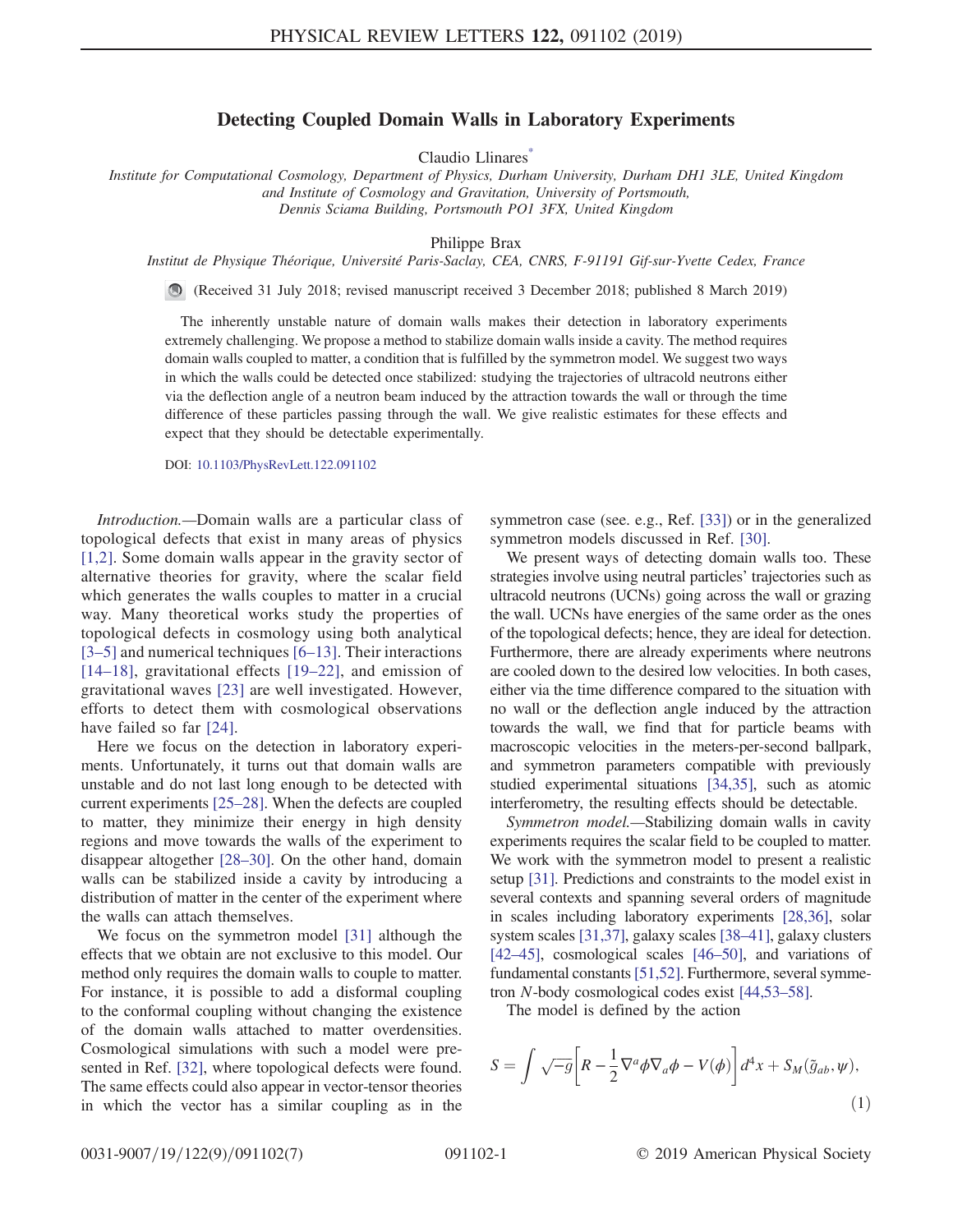# Detecting Coupled Domain Walls in Laboratory Experiments

Claudio Llinares[*]

*Institute for Computational Cosmology, Department of Physics, Durham University, Durham DH1 3LE, United Kingdom and Institute of Cosmology and Gravitation, University of Portsmouth, Dennis Sciama Building, Portsmouth PO1 3FX, United Kingdom*

Philippe Brax

*Institut de Physique Théorique, Université Paris-Saclay, CEA, CNRS, F-91191 Gif-sur-Yvette Cedex, France*

(Received 31 July 2018; revised manuscript received 3 December 2018; published 8 March 2019)

The inherently unstable nature of domain walls makes their detection in laboratory experiments extremely challenging. We propose a method to stabilize domain walls inside a cavity. The method requires domain walls coupled to matter, a condition that is fulfilled by the symmetron model. We suggest two ways in which the walls could be detected once stabilized: studying the trajectories of ultracold neutrons either via the deflection angle of a neutron beam induced by the attraction towards the wall or through the time difference of these particles passing through the wall. We give realistic estimates for these effects and expect that they should be detectable experimentally.

DOI: 10.1103/PhysRevLett.122.091102

*Introduction.*—Domain walls are a particular class of topological defects that exist in many areas of physics [1,2]. Some domain walls appear in the gravity sector of alternative theories for gravity, where the scalar field which generates the walls couples to matter in a crucial way. Many theoretical works study the properties of topological defects in cosmology using both analytical [3–5] and numerical techniques [6–13]. Their interactions [14–18], gravitational effects [19–22], and emission of gravitational waves [23] are well investigated. However, efforts to detect them with cosmological observations have failed so far [24].

Here we focus on the detection in laboratory experiments. Unfortunately, it turns out that domain walls are unstable and do not last long enough to be detected with current experiments [25–28]. When the defects are coupled to matter, they minimize their energy in high density regions and move towards the walls of the experiment to disappear altogether [28–30]. On the other hand, domain walls can be stabilized inside a cavity by introducing a distribution of matter in the center of the experiment where the walls can attach themselves.

We focus on the symmetron model [31] although the effects that we obtain are not exclusive to this model. Our method only requires the domain walls to couple to matter. For instance, it is possible to add a disformal coupling to the conformal coupling without changing the existence of the domain walls attached to matter overdensities. Cosmological simulations with such a model were presented in Ref. [32], where topological defects were found. The same effects could also appear in vector-tensor theories in which the vector has a similar coupling as in the symmetron case (see. e.g., Ref. [33]) or in the generalized symmetron models discussed in Ref. [30].

We present ways of detecting domain walls too. These strategies involve using neutral particles' trajectories such as ultracold neutrons (UCNs) going across the wall or grazing the wall. UCNs have energies of the same order as the ones of the topological defects; hence, they are ideal for detection. Furthermore, there are already experiments where neutrons are cooled down to the desired low velocities. In both cases, either via the time difference compared to the situation with no wall or the deflection angle induced by the attraction towards the wall, we find that for particle beams with macroscopic velocities in the meters-per-second ballpark, and symmetron parameters compatible with previously studied experimental situations [34,35], such as atomic interferometry, the resulting effects should be detectable.

*Symmetron model.*—Stabilizing domain walls in cavity experiments requires the scalar field to be coupled to matter. We work with the symmetron model to present a realistic setup [31]. Predictions and constraints to the model exist in several contexts and spanning several orders of magnitude in scales including laboratory experiments [28,36], solar system scales [31,37], galaxy scales [38–41], galaxy clusters [42–45], cosmological scales [46–50], and variations of fundamental constants [51,52]. Furthermore, several symmetron $N$-body cosmological codes exist [44,53–58].

The model is defined by the action

$$S = \int \sqrt{-g}\left[R - \frac{1}{2}\nabla^a\phi\nabla_a\phi - V(\phi)\right]d^4x + S_M(\tilde{g}_{ab}, \psi), \tag{1}$$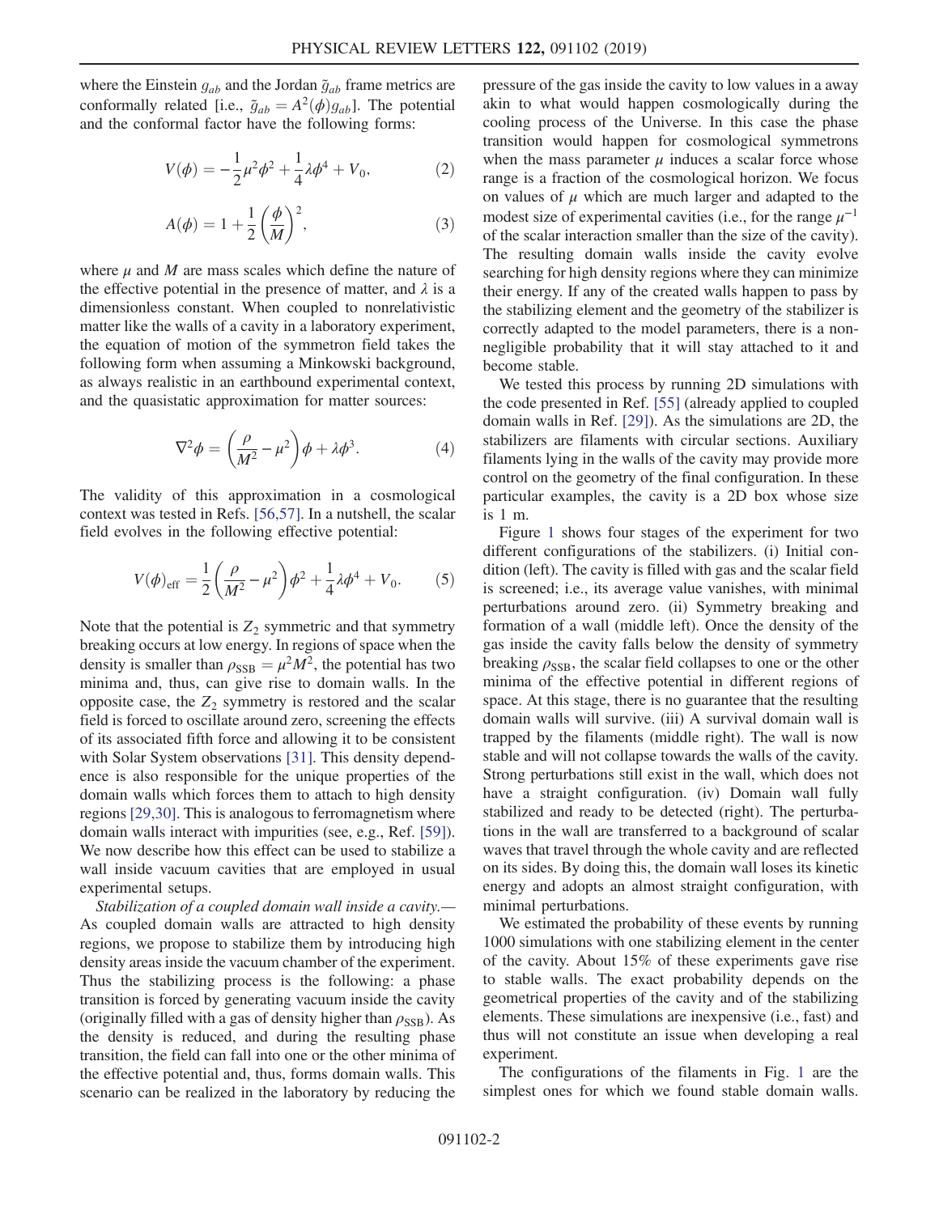where the Einstein $g_{ab}$ and the Jordan $\tilde{g}_{ab}$ frame metrics are conformally related [i.e., $\tilde{g}_{ab} = A^2(\phi) g_{ab}$]. The potential and the conformal factor have the following forms:

$$V(\phi) = -\frac{1}{2}\mu^2\phi^2 + \frac{1}{4}\lambda\phi^4 + V_0, \tag{2}$$

$$A(\phi) = 1 + \frac{1}{2}\left(\frac{\phi}{M}\right)^2, \tag{3}$$

where $\mu$ and $M$ are mass scales which define the nature of the effective potential in the presence of matter, and $\lambda$ is a dimensionless constant. When coupled to nonrelativistic matter like the walls of a cavity in a laboratory experiment, the equation of motion of the symmetron field takes the following form when assuming a Minkowski background, as always realistic in an earthbound experimental context, and the quasistatic approximation for matter sources:

$$\nabla^2\phi = \left(\frac{\rho}{M^2} - \mu^2\right)\phi + \lambda\phi^3. \tag{4}$$

The validity of this approximation in a cosmological context was tested in Refs. [56,57]. In a nutshell, the scalar field evolves in the following effective potential:

$$V(\phi)_{\text{eff}} = \frac{1}{2}\left(\frac{\rho}{M^2} - \mu^2\right)\phi^2 + \frac{1}{4}\lambda\phi^4 + V_0. \tag{5}$$

Note that the potential is $Z_2$ symmetric and that symmetry breaking occurs at low energy. In regions of space when the density is smaller than $\rho_{\text{SSB}} = \mu^2 M^2$, the potential has two minima and, thus, can give rise to domain walls. In the opposite case, the $Z_2$ symmetry is restored and the scalar field is forced to oscillate around zero, screening the effects of its associated fifth force and allowing it to be consistent with Solar System observations [31]. This density dependence is also responsible for the unique properties of the domain walls which forces them to attach to high density regions [29,30]. This is analogous to ferromagnetism where domain walls interact with impurities (see, e.g., Ref. [59]). We now describe how this effect can be used to stabilize a wall inside vacuum cavities that are employed in usual experimental setups.

*Stabilization of a coupled domain wall inside a cavity.*— As coupled domain walls are attracted to high density regions, we propose to stabilize them by introducing high density areas inside the vacuum chamber of the experiment. Thus the stabilizing process is the following: a phase transition is forced by generating vacuum inside the cavity (originally filled with a gas of density higher than $\rho_{\text{SSB}}$). As the density is reduced, and during the resulting phase transition, the field can fall into one or the other minima of the effective potential and, thus, forms domain walls. This scenario can be realized in the laboratory by reducing the pressure of the gas inside the cavity to low values in a away akin to what would happen cosmologically during the cooling process of the Universe. In this case the phase transition would happen for cosmological symmetrons when the mass parameter $\mu$ induces a scalar force whose range is a fraction of the cosmological horizon. We focus on values of $\mu$ which are much larger and adapted to the modest size of experimental cavities (i.e., for the range $\mu^{-1}$ of the scalar interaction smaller than the size of the cavity). The resulting domain walls inside the cavity evolve searching for high density regions where they can minimize their energy. If any of the created walls happen to pass by the stabilizing element and the geometry of the stabilizer is correctly adapted to the model parameters, there is a non-negligible probability that it will stay attached to it and become stable.

We tested this process by running 2D simulations with the code presented in Ref. [55] (already applied to coupled domain walls in Ref. [29]). As the simulations are 2D, the stabilizers are filaments with circular sections. Auxiliary filaments lying in the walls of the cavity may provide more control on the geometry of the final configuration. In these particular examples, the cavity is a 2D box whose size is 1 m.

Figure 1 shows four stages of the experiment for two different configurations of the stabilizers. (i) Initial condition (left). The cavity is filled with gas and the scalar field is screened; i.e., its average value vanishes, with minimal perturbations around zero. (ii) Symmetry breaking and formation of a wall (middle left). Once the density of the gas inside the cavity falls below the density of symmetry breaking $\rho_{\text{SSB}}$, the scalar field collapses to one or the other minima of the effective potential in different regions of space. At this stage, there is no guarantee that the resulting domain walls will survive. (iii) A survival domain wall is trapped by the filaments (middle right). The wall is now stable and will not collapse towards the walls of the cavity. Strong perturbations still exist in the wall, which does not have a straight configuration. (iv) Domain wall fully stabilized and ready to be detected (right). The perturbations in the wall are transferred to a background of scalar waves that travel through the whole cavity and are reflected on its sides. By doing this, the domain wall loses its kinetic energy and adopts an almost straight configuration, with minimal perturbations.

We estimated the probability of these events by running 1000 simulations with one stabilizing element in the center of the cavity. About 15% of these experiments gave rise to stable walls. The exact probability depends on the geometrical properties of the cavity and of the stabilizing elements. These simulations are inexpensive (i.e., fast) and thus will not constitute an issue when developing a real experiment.

The configurations of the filaments in Fig. 1 are the simplest ones for which we found stable domain walls.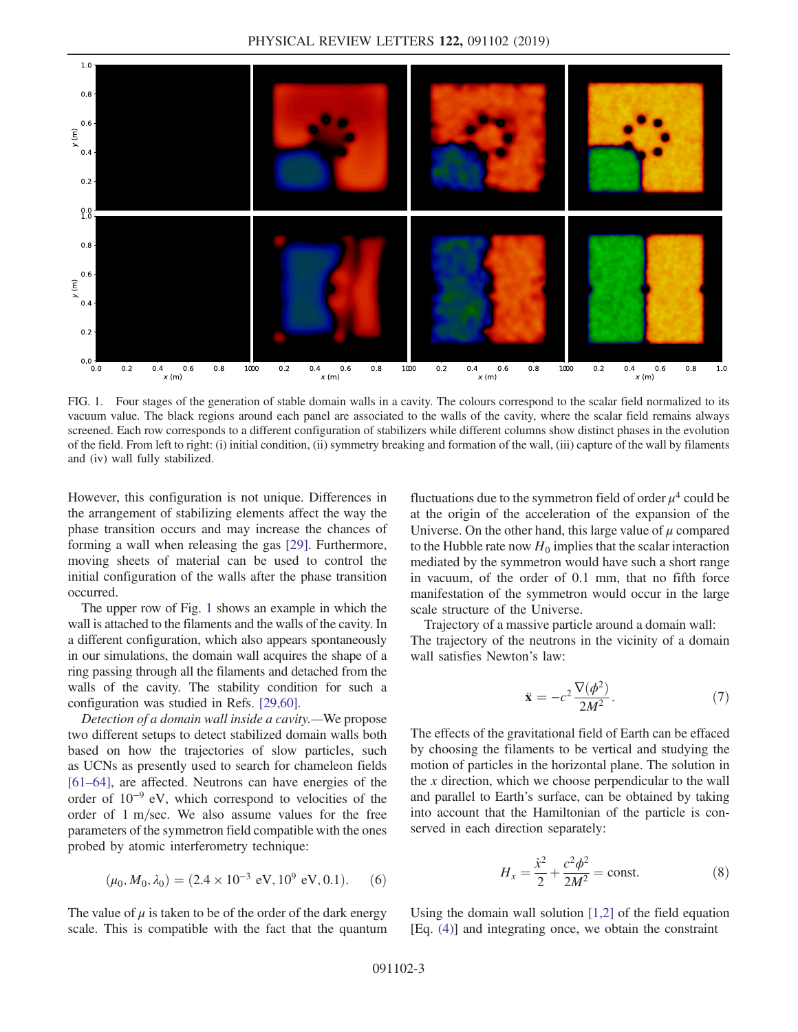FIG. 1. Four stages of the generation of stable domain walls in a cavity. The colours correspond to the scalar field normalized to its vacuum value. The black regions around each panel are associated to the walls of the cavity, where the scalar field remains always screened. Each row corresponds to a different configuration of stabilizers while different columns show distinct phases in the evolution of the field. From left to right: (i) initial condition, (ii) symmetry breaking and formation of the wall, (iii) capture of the wall by filaments and (iv) wall fully stabilized.

However, this configuration is not unique. Differences in the arrangement of stabilizing elements affect the way the phase transition occurs and may increase the chances of forming a wall when releasing the gas [29]. Furthermore, moving sheets of material can be used to control the initial configuration of the walls after the phase transition occurred.

The upper row of Fig. 1 shows an example in which the wall is attached to the filaments and the walls of the cavity. In a different configuration, which also appears spontaneously in our simulations, the domain wall acquires the shape of a ring passing through all the filaments and detached from the walls of the cavity. The stability condition for such a configuration was studied in Refs. [29,60].

*Detection of a domain wall inside a cavity.*—We propose two different setups to detect stabilized domain walls both based on how the trajectories of slow particles, such as UCNs as presently used to search for chameleon fields [61–64], are affected. Neutrons can have energies of the order of $10^{-9}$ eV, which correspond to velocities of the order of 1 m/sec. We also assume values for the free parameters of the symmetron field compatible with the ones probed by atomic interferometry technique:

$$(\mu_0, M_0, \lambda_0) = (2.4 \times 10^{-3}\ \text{eV}, 10^9\ \text{eV}, 0.1). \qquad (6)$$

The value of $\mu$ is taken to be of the order of the dark energy scale. This is compatible with the fact that the quantum fluctuations due to the symmetron field of order $\mu^4$ could be at the origin of the acceleration of the expansion of the Universe. On the other hand, this large value of $\mu$ compared to the Hubble rate now $H_0$ implies that the scalar interaction mediated by the symmetron would have such a short range in vacuum, of the order of 0.1 mm, that no fifth force manifestation of the symmetron would occur in the large scale structure of the Universe.

Trajectory of a massive particle around a domain wall: The trajectory of the neutrons in the vicinity of a domain wall satisfies Newton's law:

$$\ddot{\mathbf{x}} = -c^2 \frac{\nabla(\phi^2)}{2M^2}. \qquad (7)$$

The effects of the gravitational field of Earth can be effaced by choosing the filaments to be vertical and studying the motion of particles in the horizontal plane. The solution in the $x$ direction, which we choose perpendicular to the wall and parallel to Earth's surface, can be obtained by taking into account that the Hamiltonian of the particle is conserved in each direction separately:

$$H_x = \frac{\dot{x}^2}{2} + \frac{c^2\phi^2}{2M^2} = \text{const}. \qquad (8)$$

Using the domain wall solution [1,2] of the field equation [Eq. (4)] and integrating once, we obtain the constraint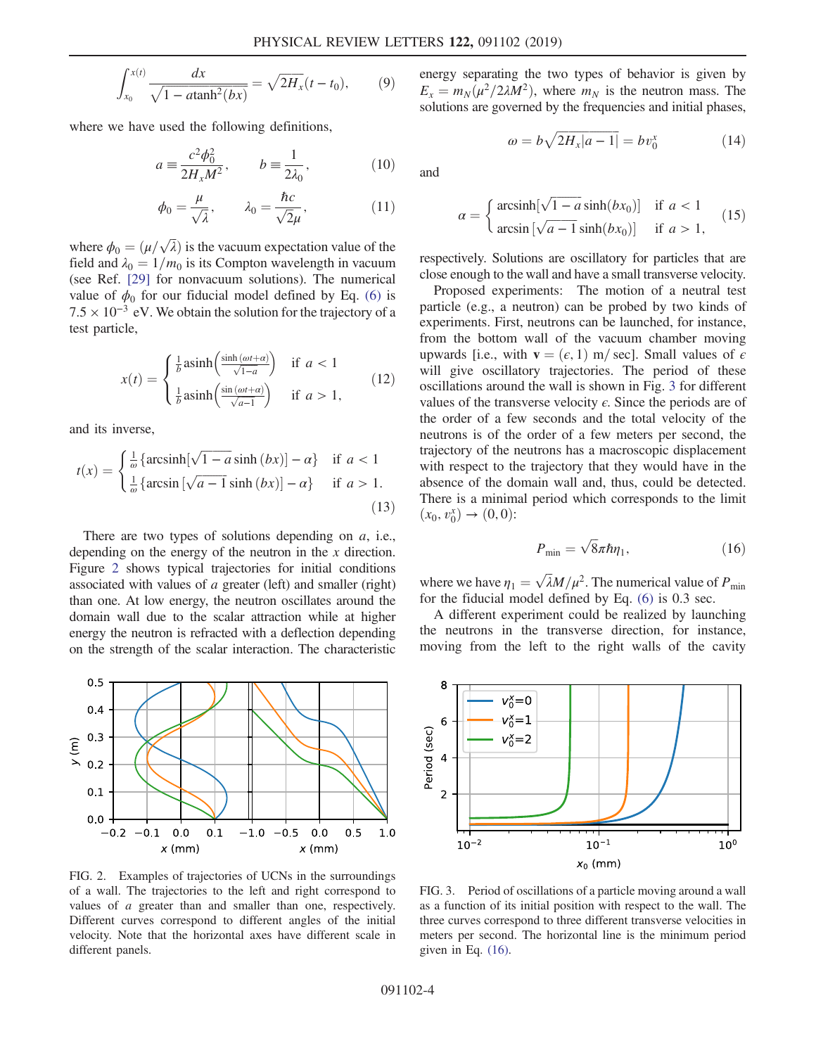$$\int_{x_0}^{x(t)} \frac{dx}{\sqrt{1 - a\,\mathrm{atanh}^2(bx)}} = \sqrt{2H_x}(t - t_0), \tag{9}$$

where we have used the following definitions,

$$a \equiv \frac{c^2\phi_0^2}{2H_x M^2}, \qquad b \equiv \frac{1}{2\lambda_0}, \tag{10}$$

$$\phi_0 = \frac{\mu}{\sqrt{\lambda}}, \qquad \lambda_0 = \frac{\hbar c}{\sqrt{2}\mu}, \tag{11}$$

where $\phi_0 = (\mu/\sqrt{\lambda})$ is the vacuum expectation value of the field and $\lambda_0 = 1/m_0$ is its Compton wavelength in vacuum (see Ref. [29] for nonvacuum solutions). The numerical value of $\phi_0$ for our fiducial model defined by Eq. (6) is $7.5 \times 10^{-3}$ eV. We obtain the solution for the trajectory of a test particle,

$$x(t) = \begin{cases} \frac{1}{b}\mathrm{asinh}\left(\frac{\sinh(\omega t+\alpha)}{\sqrt{1-a}}\right) & \text{if } a < 1 \\ \frac{1}{b}\mathrm{asinh}\left(\frac{\sin(\omega t+\alpha)}{\sqrt{a-1}}\right) & \text{if } a > 1, \end{cases} \tag{12}$$

and its inverse,

$$t(x) = \begin{cases} \frac{1}{\omega}\{\mathrm{arcsinh}[\sqrt{1-a}\sinh(bx)] - \alpha\} & \text{if } a < 1 \\ \frac{1}{\omega}\{\arcsin[\sqrt{a-1}\sinh(bx)] - \alpha\} & \text{if } a > 1. \end{cases} \tag{13}$$

There are two types of solutions depending on $a$, i.e., depending on the energy of the neutron in the $x$ direction. Figure 2 shows typical trajectories for initial conditions associated with values of $a$ greater (left) and smaller (right) than one. At low energy, the neutron oscillates around the domain wall due to the scalar attraction while at higher energy the neutron is refracted with a deflection depending on the strength of the scalar interaction. The characteristic energy separating the two types of behavior is given by $E_x = m_N(\mu^2/2\lambda M^2)$, where $m_N$ is the neutron mass. The solutions are governed by the frequencies and initial phases,

$$\omega = b\sqrt{2H_x|a-1|} = bv_0^x \tag{14}$$

and

$$\alpha = \begin{cases} \mathrm{arcsinh}[\sqrt{1-a}\sinh(bx_0)] & \text{if } a < 1 \\ \arcsin[\sqrt{a-1}\sinh(bx_0)] & \text{if } a > 1, \end{cases} \tag{15}$$

respectively. Solutions are oscillatory for particles that are close enough to the wall and have a small transverse velocity.

*Proposed experiments:* The motion of a neutral test particle (e.g., a neutron) can be probed by two kinds of experiments. First, neutrons can be launched, for instance, from the bottom wall of the vacuum chamber moving upwards [i.e., with $\mathbf{v} = (\epsilon, 1)$ m/sec]. Small values of $\epsilon$ will give oscillatory trajectories. The period of these oscillations around the wall is shown in Fig. 3 for different values of the transverse velocity $\epsilon$. Since the periods are of the order of a few seconds and the total velocity of the neutrons is of the order of a few meters per second, the trajectory of the neutrons has a macroscopic displacement with respect to the trajectory that they would have in the absence of the domain wall and, thus, could be detected. There is a minimal period which corresponds to the limit $(x_0, v_0^x) \to (0, 0)$:

$$P_{\min} = \sqrt{8}\pi\hbar\eta_1, \tag{16}$$

where we have $\eta_1 = \sqrt{\lambda}M/\mu^2$. The numerical value of $P_{\min}$ for the fiducial model defined by Eq. (6) is 0.3 sec.

A different experiment could be realized by launching the neutrons in the transverse direction, for instance, moving from the left to the right walls of the cavity

FIG. 2. Examples of trajectories of UCNs in the surroundings of a wall. The trajectories to the left and right correspond to values of $a$ greater than and smaller than one, respectively. Different curves correspond to different angles of the initial velocity. Note that the horizontal axes have different scale in different panels.

FIG. 3. Period of oscillations of a particle moving around a wall as a function of its initial position with respect to the wall. The three curves correspond to three different transverse velocities in meters per second. The horizontal line is the minimum period given in Eq. (16).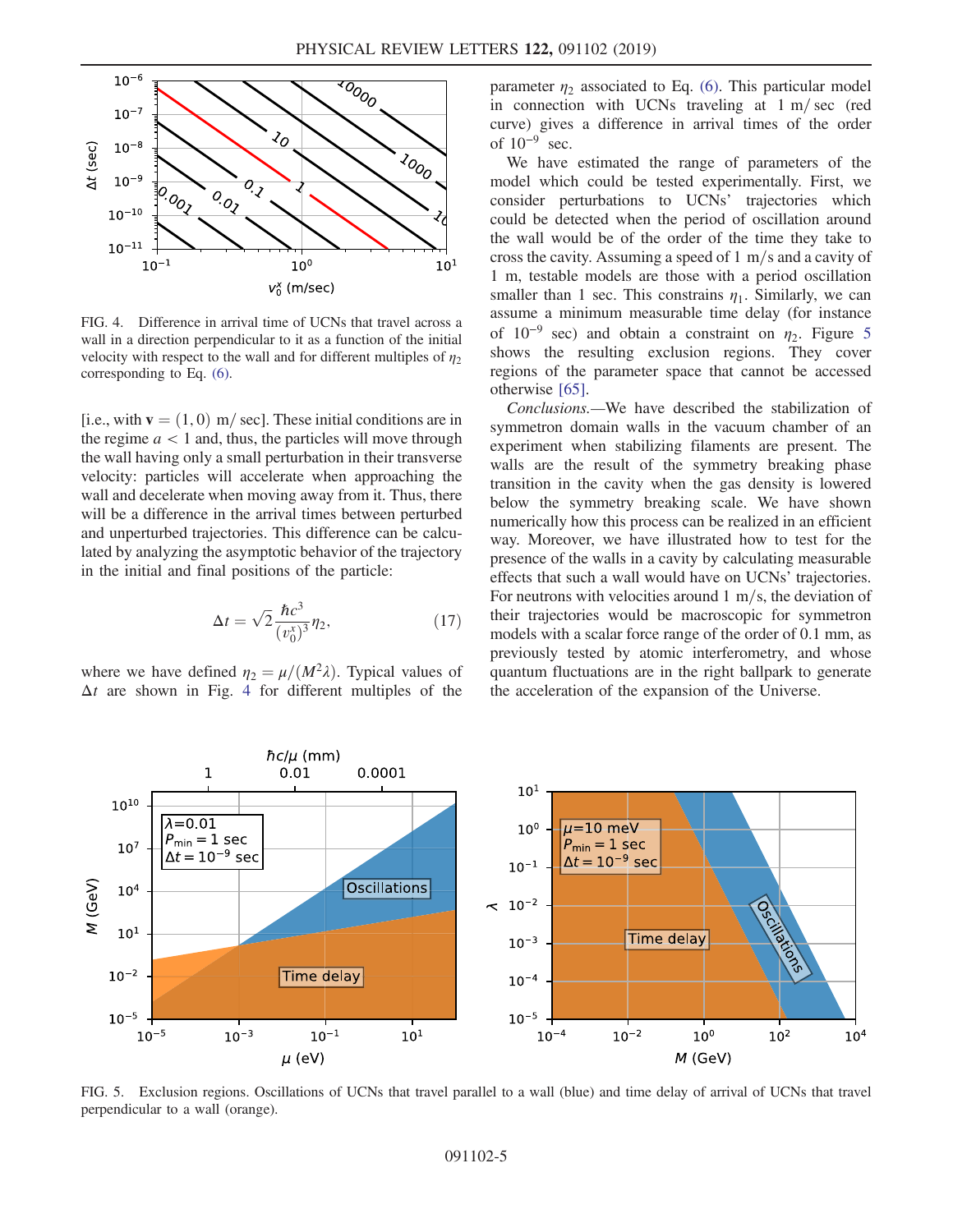FIG. 4. Difference in arrival time of UCNs that travel across a wall in a direction perpendicular to it as a function of the initial velocity with respect to the wall and for different multiples of $\eta_2$ corresponding to Eq. (6).

[i.e., with $\mathbf{v} = (1, 0)$ m/ sec]. These initial conditions are in the regime $a < 1$ and, thus, the particles will move through the wall having only a small perturbation in their transverse velocity: particles will accelerate when approaching the wall and decelerate when moving away from it. Thus, there will be a difference in the arrival times between perturbed and unperturbed trajectories. This difference can be calculated by analyzing the asymptotic behavior of the trajectory in the initial and final positions of the particle:

$$\Delta t = \sqrt{2}\frac{\hbar c^3}{(v_0^x)^3}\eta_2, \tag{17}$$

where we have defined $\eta_2 = \mu/(M^2\lambda)$. Typical values of $\Delta t$ are shown in Fig. 4 for different multiples of the parameter $\eta_2$ associated to Eq. (6). This particular model in connection with UCNs traveling at 1 m/ sec (red curve) gives a difference in arrival times of the order of $10^{-9}$ sec.

We have estimated the range of parameters of the model which could be tested experimentally. First, we consider perturbations to UCNs' trajectories which could be detected when the period of oscillation around the wall would be of the order of the time they take to cross the cavity. Assuming a speed of 1 m/s and a cavity of 1 m, testable models are those with a period oscillation smaller than 1 sec. This constrains $\eta_1$. Similarly, we can assume a minimum measurable time delay (for instance of $10^{-9}$ sec) and obtain a constraint on $\eta_2$. Figure 5 shows the resulting exclusion regions. They cover regions of the parameter space that cannot be accessed otherwise [65].

*Conclusions.*—We have described the stabilization of symmetron domain walls in the vacuum chamber of an experiment when stabilizing filaments are present. The walls are the result of the symmetry breaking phase transition in the cavity when the gas density is lowered below the symmetry breaking scale. We have shown numerically how this process can be realized in an efficient way. Moreover, we have illustrated how to test for the presence of the walls in a cavity by calculating measurable effects that such a wall would have on UCNs' trajectories. For neutrons with velocities around 1 m/s, the deviation of their trajectories would be macroscopic for symmetron models with a scalar force range of the order of 0.1 mm, as previously tested by atomic interferometry, and whose quantum fluctuations are in the right ballpark to generate the acceleration of the expansion of the Universe.

FIG. 5. Exclusion regions. Oscillations of UCNs that travel parallel to a wall (blue) and time delay of arrival of UCNs that travel perpendicular to a wall (orange).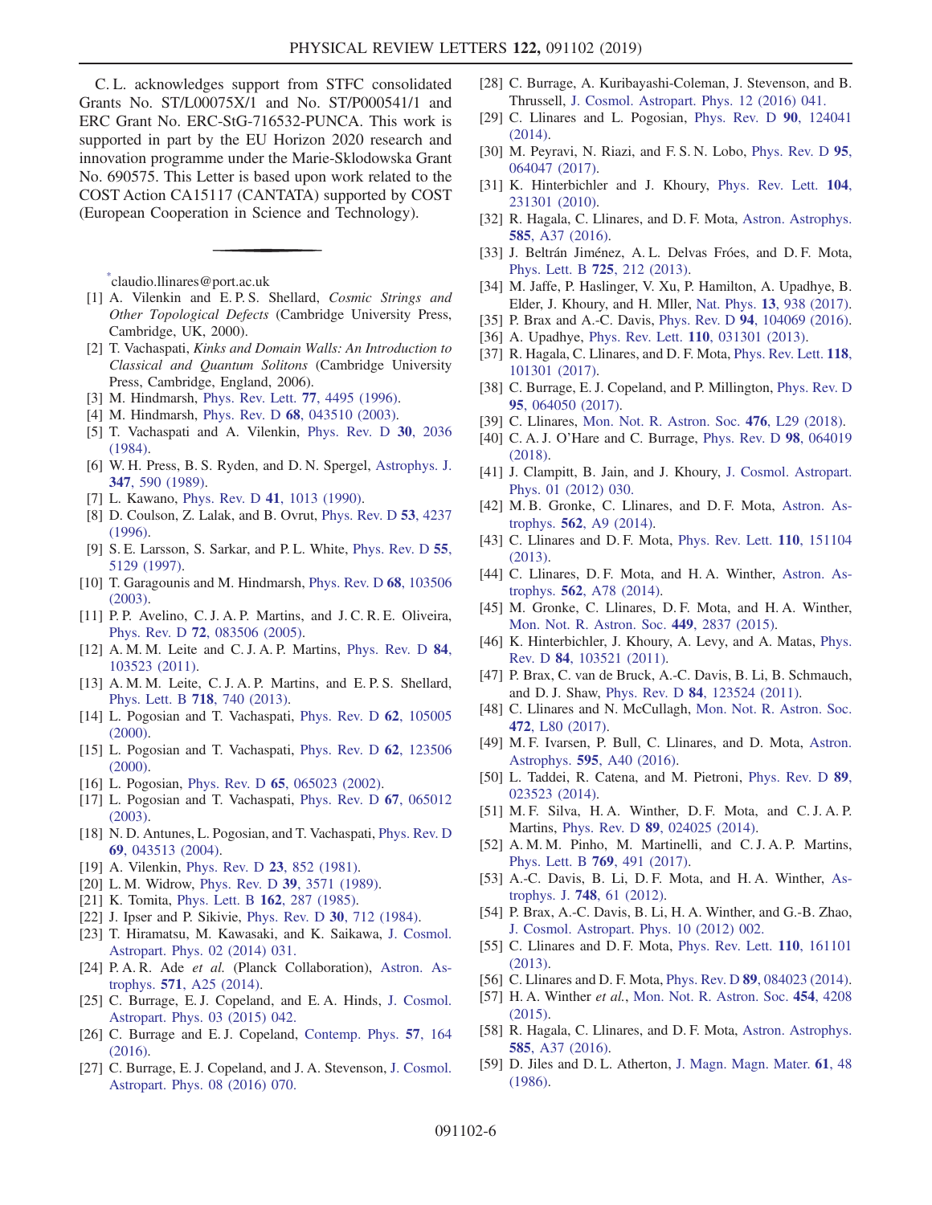C. L. acknowledges support from STFC consolidated Grants No. ST/L00075X/1 and No. ST/P000541/1 and ERC Grant No. ERC-StG-716532-PUNCA. This work is supported in part by the EU Horizon 2020 research and innovation programme under the Marie-Sklodowska Grant No. 690575. This Letter is based upon work related to the COST Action CA15117 (CANTATA) supported by COST (European Cooperation in Science and Technology).

---

[*]claudio.llinares@port.ac.uk

[1] A. Vilenkin and E. P. S. Shellard, *Cosmic Strings and Other Topological Defects* (Cambridge University Press, Cambridge, UK, 2000).

[2] T. Vachaspati, *Kinks and Domain Walls: An Introduction to Classical and Quantum Solitons* (Cambridge University Press, Cambridge, England, 2006).

[3] M. Hindmarsh, Phys. Rev. Lett. **77**, 4495 (1996).

[4] M. Hindmarsh, Phys. Rev. D **68**, 043510 (2003).

[5] T. Vachaspati and A. Vilenkin, Phys. Rev. D **30**, 2036 (1984).

[6] W. H. Press, B. S. Ryden, and D. N. Spergel, Astrophys. J. **347**, 590 (1989).

[7] L. Kawano, Phys. Rev. D **41**, 1013 (1990).

[8] D. Coulson, Z. Lalak, and B. Ovrut, Phys. Rev. D **53**, 4237 (1996).

[9] S. E. Larsson, S. Sarkar, and P. L. White, Phys. Rev. D **55**, 5129 (1997).

[10] T. Garagounis and M. Hindmarsh, Phys. Rev. D **68**, 103506 (2003).

[11] P. P. Avelino, C. J. A. P. Martins, and J. C. R. E. Oliveira, Phys. Rev. D **72**, 083506 (2005).

[12] A. M. M. Leite and C. J. A. P. Martins, Phys. Rev. D **84**, 103523 (2011).

[13] A. M. M. Leite, C. J. A. P. Martins, and E. P. S. Shellard, Phys. Lett. B **718**, 740 (2013).

[14] L. Pogosian and T. Vachaspati, Phys. Rev. D **62**, 105005 (2000).

[15] L. Pogosian and T. Vachaspati, Phys. Rev. D **62**, 123506 (2000).

[16] L. Pogosian, Phys. Rev. D **65**, 065023 (2002).

[17] L. Pogosian and T. Vachaspati, Phys. Rev. D **67**, 065012 (2003).

[18] N. D. Antunes, L. Pogosian, and T. Vachaspati, Phys. Rev. D **69**, 043513 (2004).

[19] A. Vilenkin, Phys. Rev. D **23**, 852 (1981).

[20] L. M. Widrow, Phys. Rev. D **39**, 3571 (1989).

[21] K. Tomita, Phys. Lett. B **162**, 287 (1985).

[22] J. Ipser and P. Sikivie, Phys. Rev. D **30**, 712 (1984).

[23] T. Hiramatsu, M. Kawasaki, and K. Saikawa, J. Cosmol. Astropart. Phys. 02 (2014) 031.

[24] P. A. R. Ade *et al.* (Planck Collaboration), Astron. Astrophys. **571**, A25 (2014).

[25] C. Burrage, E. J. Copeland, and E. A. Hinds, J. Cosmol. Astropart. Phys. 03 (2015) 042.

[26] C. Burrage and E. J. Copeland, Contemp. Phys. **57**, 164 (2016).

[27] C. Burrage, E. J. Copeland, and J. A. Stevenson, J. Cosmol. Astropart. Phys. 08 (2016) 070.

[28] C. Burrage, A. Kuribayashi-Coleman, J. Stevenson, and B. Thrussell, J. Cosmol. Astropart. Phys. 12 (2016) 041.

[29] C. Llinares and L. Pogosian, Phys. Rev. D **90**, 124041 (2014).

[30] M. Peyravi, N. Riazi, and F. S. N. Lobo, Phys. Rev. D **95**, 064047 (2017).

[31] K. Hinterbichler and J. Khoury, Phys. Rev. Lett. **104**, 231301 (2010).

[32] R. Hagala, C. Llinares, and D. F. Mota, Astron. Astrophys. **585**, A37 (2016).

[33] J. Beltrán Jiménez, A. L. Delvas Fróes, and D. F. Mota, Phys. Lett. B **725**, 212 (2013).

[34] M. Jaffe, P. Haslinger, V. Xu, P. Hamilton, A. Upadhye, B. Elder, J. Khoury, and H. Mller, Nat. Phys. **13**, 938 (2017).

[35] P. Brax and A.-C. Davis, Phys. Rev. D **94**, 104069 (2016).

[36] A. Upadhye, Phys. Rev. Lett. **110**, 031301 (2013).

[37] R. Hagala, C. Llinares, and D. F. Mota, Phys. Rev. Lett. **118**, 101301 (2017).

[38] C. Burrage, E. J. Copeland, and P. Millington, Phys. Rev. D **95**, 064050 (2017).

[39] C. Llinares, Mon. Not. R. Astron. Soc. **476**, L29 (2018).

[40] C. A. J. O'Hare and C. Burrage, Phys. Rev. D **98**, 064019 (2018).

[41] J. Clampitt, B. Jain, and J. Khoury, J. Cosmol. Astropart. Phys. 01 (2012) 030.

[42] M. B. Gronke, C. Llinares, and D. F. Mota, Astron. Astrophys. **562**, A9 (2014).

[43] C. Llinares and D. F. Mota, Phys. Rev. Lett. **110**, 151104 (2013).

[44] C. Llinares, D. F. Mota, and H. A. Winther, Astron. Astrophys. **562**, A78 (2014).

[45] M. Gronke, C. Llinares, D. F. Mota, and H. A. Winther, Mon. Not. R. Astron. Soc. **449**, 2837 (2015).

[46] K. Hinterbichler, J. Khoury, A. Levy, and A. Matas, Phys. Rev. D **84**, 103521 (2011).

[47] P. Brax, C. van de Bruck, A.-C. Davis, B. Li, B. Schmauch, and D. J. Shaw, Phys. Rev. D **84**, 123524 (2011).

[48] C. Llinares and N. McCullagh, Mon. Not. R. Astron. Soc. **472**, L80 (2017).

[49] M. F. Ivarsen, P. Bull, C. Llinares, and D. Mota, Astron. Astrophys. **595**, A40 (2016).

[50] L. Taddei, R. Catena, and M. Pietroni, Phys. Rev. D **89**, 023523 (2014).

[51] M. F. Silva, H. A. Winther, D. F. Mota, and C. J. A. P. Martins, Phys. Rev. D **89**, 024025 (2014).

[52] A. M. M. Pinho, M. Martinelli, and C. J. A. P. Martins, Phys. Lett. B **769**, 491 (2017).

[53] A.-C. Davis, B. Li, D. F. Mota, and H. A. Winther, Astrophys. J. **748**, 61 (2012).

[54] P. Brax, A.-C. Davis, B. Li, H. A. Winther, and G.-B. Zhao, J. Cosmol. Astropart. Phys. 10 (2012) 002.

[55] C. Llinares and D. F. Mota, Phys. Rev. Lett. **110**, 161101 (2013).

[56] C. Llinares and D. F. Mota, Phys. Rev. D **89**, 084023 (2014).

[57] H. A. Winther *et al.*, Mon. Not. R. Astron. Soc. **454**, 4208 (2015).

[58] R. Hagala, C. Llinares, and D. F. Mota, Astron. Astrophys. **585**, A37 (2016).

[59] D. Jiles and D. L. Atherton, J. Magn. Magn. Mater. **61**, 48 (1986).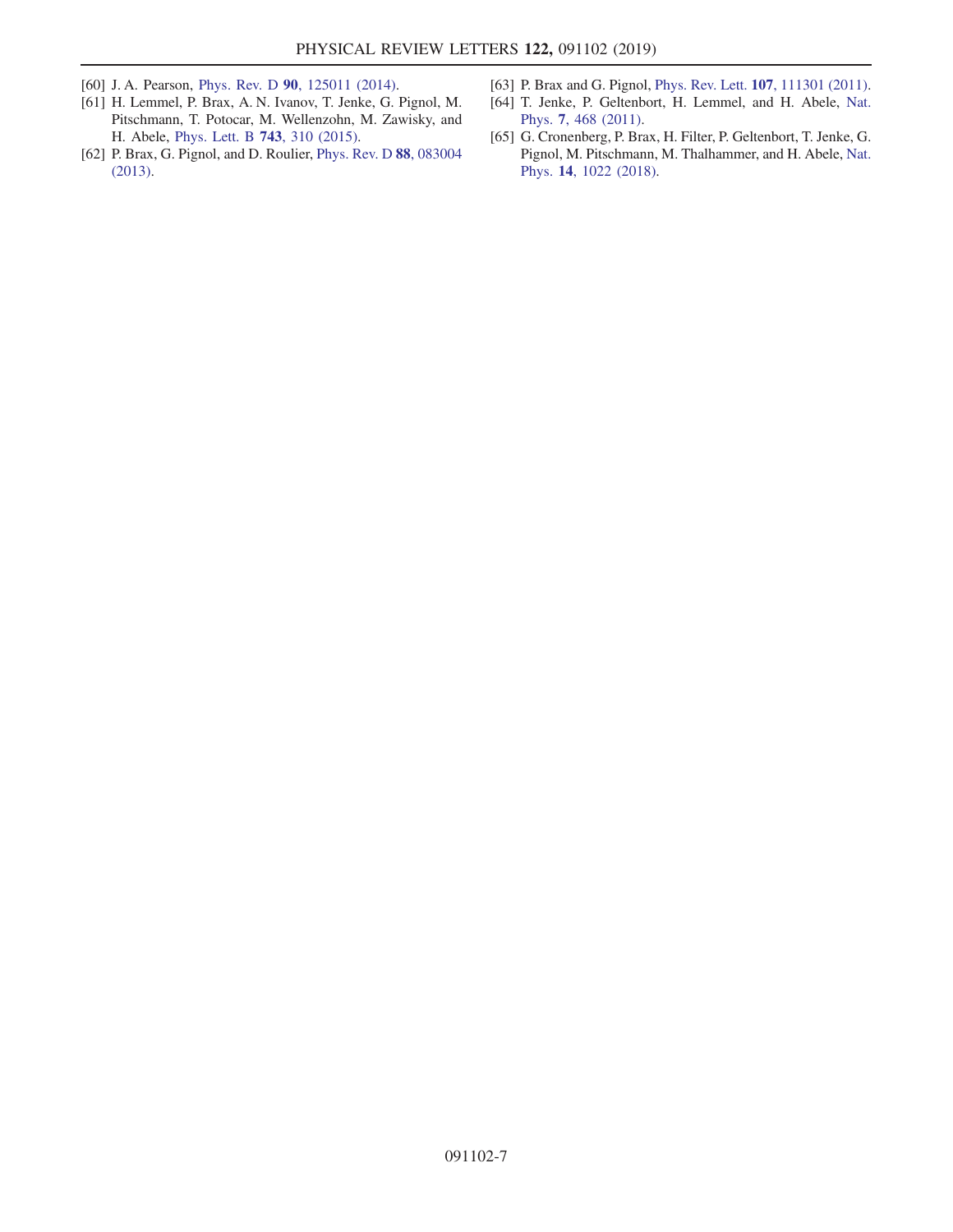[60] J. A. Pearson, Phys. Rev. D **90**, 125011 (2014).

[61] H. Lemmel, P. Brax, A. N. Ivanov, T. Jenke, G. Pignol, M. Pitschmann, T. Potocar, M. Wellenzohn, M. Zawisky, and H. Abele, Phys. Lett. B **743**, 310 (2015).

[62] P. Brax, G. Pignol, and D. Roulier, Phys. Rev. D **88**, 083004 (2013).

[63] P. Brax and G. Pignol, Phys. Rev. Lett. **107**, 111301 (2011).

[64] T. Jenke, P. Geltenbort, H. Lemmel, and H. Abele, Nat. Phys. **7**, 468 (2011).

[65] G. Cronenberg, P. Brax, H. Filter, P. Geltenbort, T. Jenke, G. Pignol, M. Pitschmann, M. Thalhammer, and H. Abele, Nat. Phys. **14**, 1022 (2018).